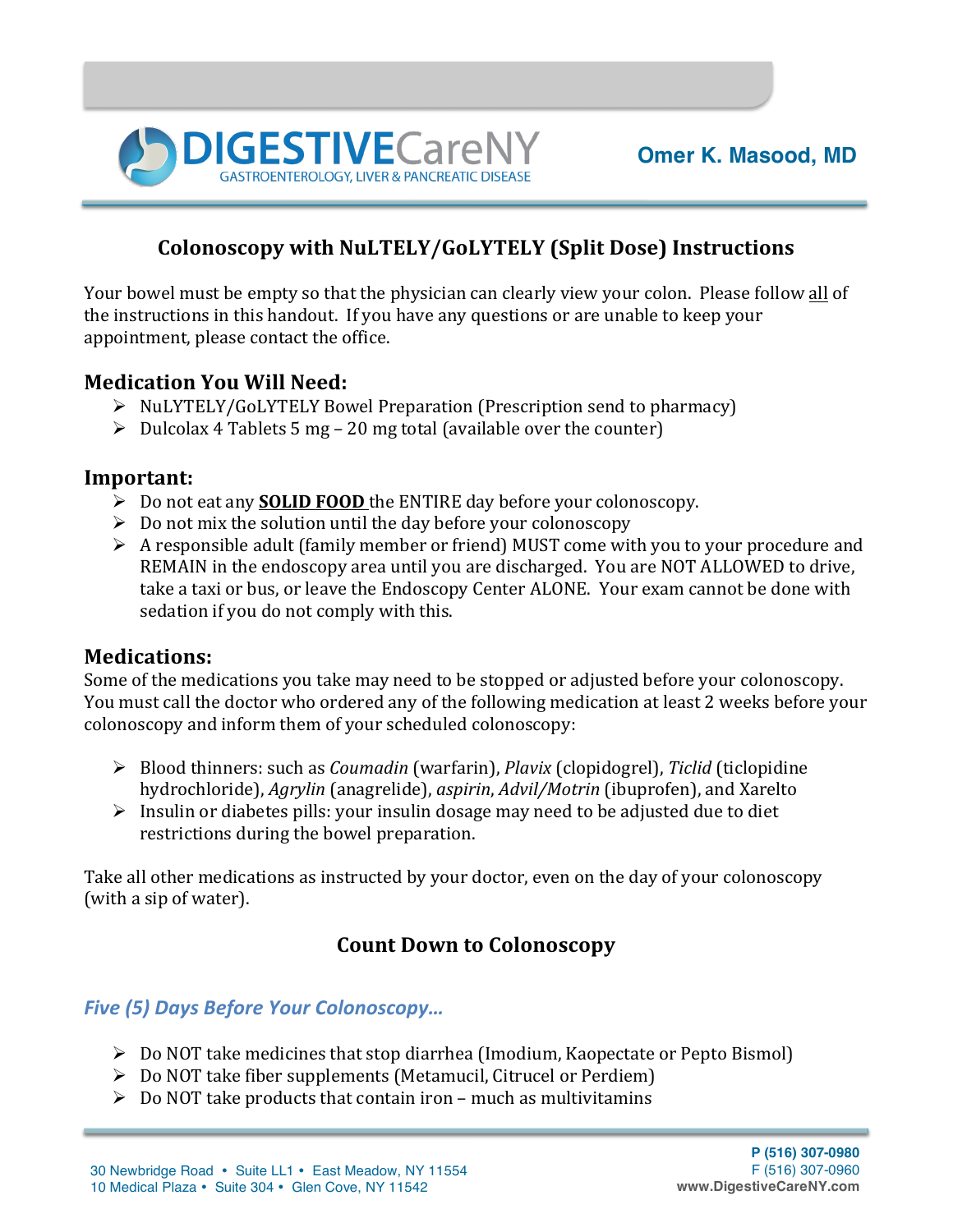**DIGESTIVECareNY**
GASTROENTEROLOGY, LIVER & PANCREATIC DISEASE

**Omer K. Masood, MD**

# Colonoscopy with NuLTELY/GoLYTELY (Split Dose) Instructions

Your bowel must be empty so that the physician can clearly view your colon. Please follow all of the instructions in this handout. If you have any questions or are unable to keep your appointment, please contact the office.

## Medication You Will Need:

- NuLYTELY/GoLYTELY Bowel Preparation (Prescription send to pharmacy)
- Dulcolax 4 Tablets 5 mg – 20 mg total (available over the counter)

## Important:

- Do not eat any **SOLID FOOD** the ENTIRE day before your colonoscopy.
- Do not mix the solution until the day before your colonoscopy
- A responsible adult (family member or friend) MUST come with you to your procedure and REMAIN in the endoscopy area until you are discharged. You are NOT ALLOWED to drive, take a taxi or bus, or leave the Endoscopy Center ALONE. Your exam cannot be done with sedation if you do not comply with this.

## Medications:

Some of the medications you take may need to be stopped or adjusted before your colonoscopy. You must call the doctor who ordered any of the following medication at least 2 weeks before your colonoscopy and inform them of your scheduled colonoscopy:

- Blood thinners: such as *Coumadin* (warfarin), *Plavix* (clopidogrel), *Ticlid* (ticlopidine hydrochloride), *Agrylin* (anagrelide), *aspirin*, *Advil/Motrin* (ibuprofen), and Xarelto
- Insulin or diabetes pills: your insulin dosage may need to be adjusted due to diet restrictions during the bowel preparation.

Take all other medications as instructed by your doctor, even on the day of your colonoscopy (with a sip of water).

## Count Down to Colonoscopy

### *Five (5) Days Before Your Colonoscopy…*

- Do NOT take medicines that stop diarrhea (Imodium, Kaopectate or Pepto Bismol)
- Do NOT take fiber supplements (Metamucil, Citrucel or Perdiem)
- Do NOT take products that contain iron – much as multivitamins

30 Newbridge Road • Suite LL1 • East Meadow, NY 11554
10 Medical Plaza • Suite 304 • Glen Cove, NY 11542

P (516) 307-0980
F (516) 307-0960
www.DigestiveCareNY.com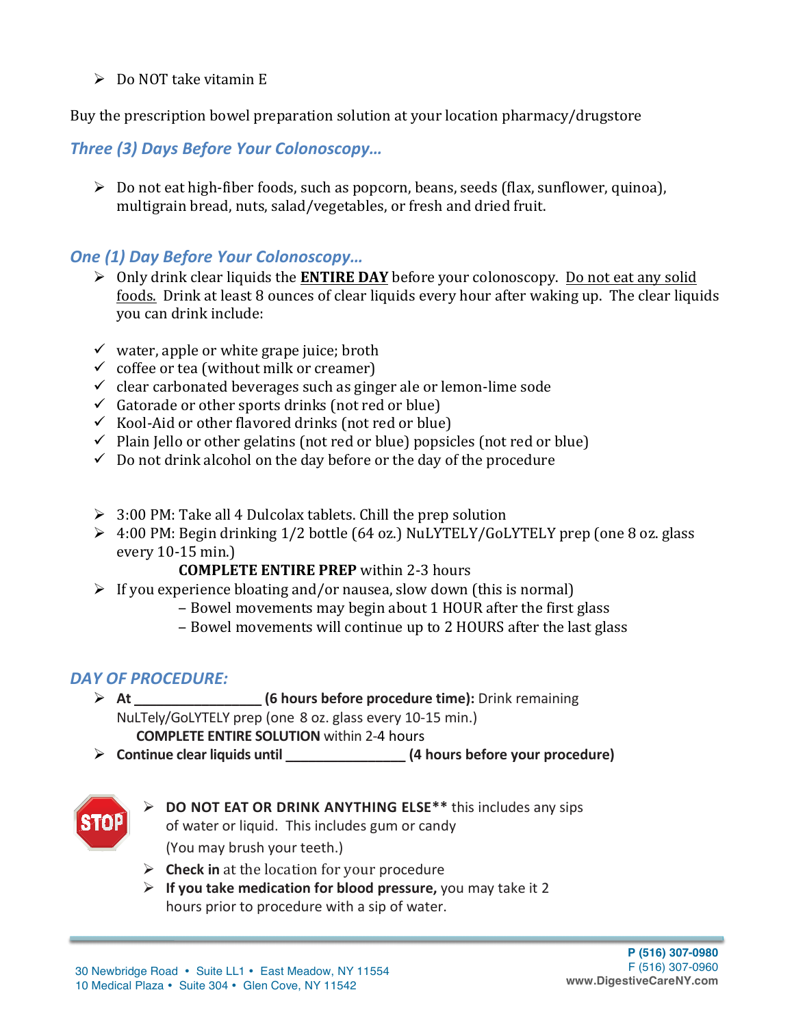- Do NOT take vitamin E

Buy the prescription bowel preparation solution at your location pharmacy/drugstore

### *Three (3) Days Before Your Colonoscopy…*

- Do not eat high-fiber foods, such as popcorn, beans, seeds (flax, sunflower, quinoa), multigrain bread, nuts, salad/vegetables, or fresh and dried fruit.

### *One (1) Day Before Your Colonoscopy…*

- Only drink clear liquids the **ENTIRE DAY** before your colonoscopy. Do not eat any solid foods. Drink at least 8 ounces of clear liquids every hour after waking up. The clear liquids you can drink include:

- ✓ water, apple or white grape juice; broth
- ✓ coffee or tea (without milk or creamer)
- ✓ clear carbonated beverages such as ginger ale or lemon-lime sode
- ✓ Gatorade or other sports drinks (not red or blue)
- ✓ Kool-Aid or other flavored drinks (not red or blue)
- ✓ Plain Jello or other gelatins (not red or blue) popsicles (not red or blue)
- ✓ Do not drink alcohol on the day before or the day of the procedure

- 3:00 PM: Take all 4 Dulcolax tablets. Chill the prep solution
- 4:00 PM: Begin drinking 1/2 bottle (64 oz.) NuLYTELY/GoLYTELY prep (one 8 oz. glass every 10-15 min.)

  **COMPLETE ENTIRE PREP** within 2-3 hours
- If you experience bloating and/or nausea, slow down (this is normal)
  - Bowel movements may begin about 1 HOUR after the first glass
  - Bowel movements will continue up to 2 HOURS after the last glass

### *DAY OF PROCEDURE:*

- **At \_\_\_\_\_\_\_\_\_\_\_\_\_\_\_\_\_\_ (6 hours before procedure time):** Drink remaining NuLTely/GoLYTELY prep (one 8 oz. glass every 10-15 min.)

  **COMPLETE ENTIRE SOLUTION** within 2-4 hours
- **Continue clear liquids until \_\_\_\_\_\_\_\_\_\_\_\_\_\_\_\_\_\_ (4 hours before your procedure)**

STOP

- **DO NOT EAT OR DRINK ANYTHING ELSE\*\*** this includes any sips of water or liquid. This includes gum or candy (You may brush your teeth.)
- **Check in** at the location for your procedure
- **If you take medication for blood pressure,** you may take it 2 hours prior to procedure with a sip of water.

30 Newbridge Road • Suite LL1 • East Meadow, NY 11554
10 Medical Plaza • Suite 304 • Glen Cove, NY 11542

**P (516) 307-0980**
F (516) 307-0960
**www.DigestiveCareNY.com**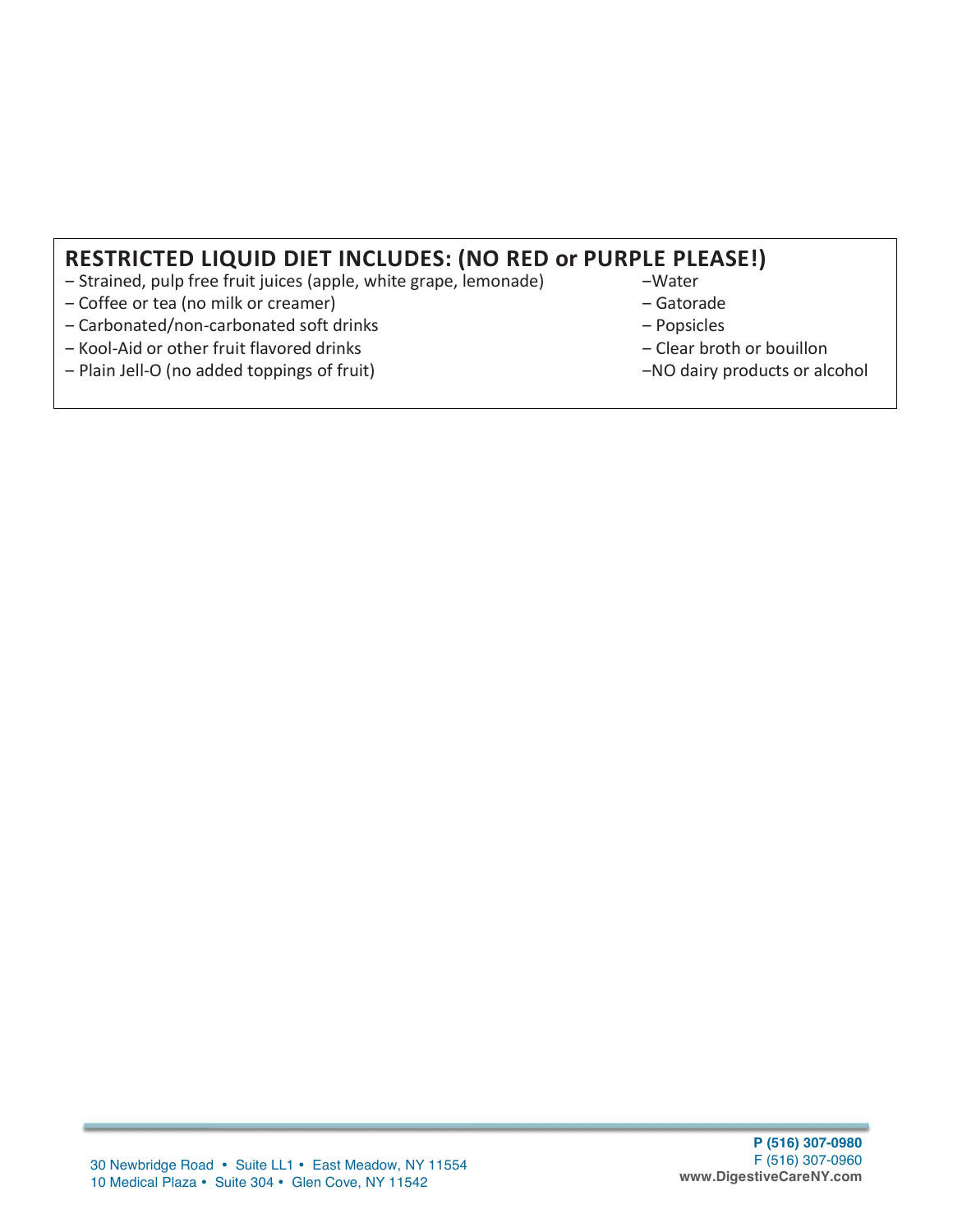## RESTRICTED LIQUID DIET INCLUDES: (NO RED or PURPLE PLEASE!)

– Strained, pulp free fruit juices (apple, white grape, lemonade)
– Coffee or tea (no milk or creamer)
– Carbonated/non-carbonated soft drinks
– Kool-Aid or other fruit flavored drinks
– Plain Jell-O (no added toppings of fruit)
–Water
– Gatorade
– Popsicles
– Clear broth or bouillon
–NO dairy products or alcohol

30 Newbridge Road • Suite LL1 • East Meadow, NY 11554
10 Medical Plaza • Suite 304 • Glen Cove, NY 11542

**P (516) 307-0980**
F (516) 307-0960
**www.DigestiveCareNY.com**